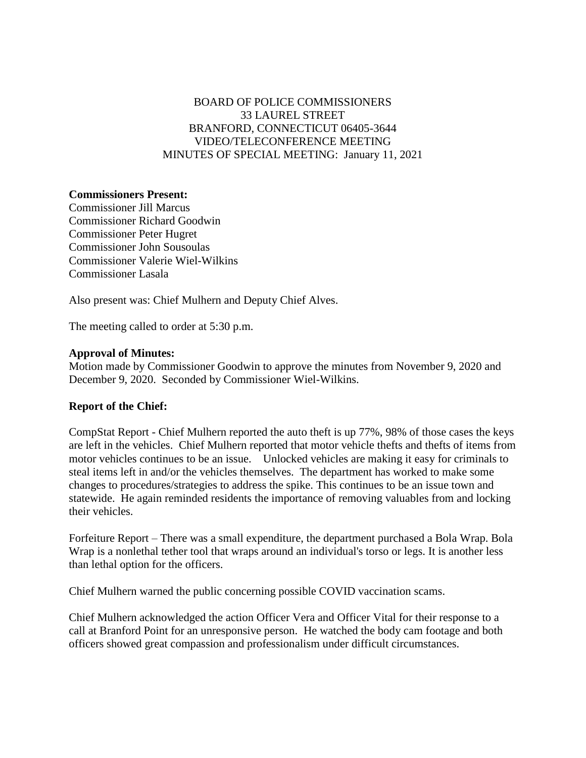BOARD OF POLICE COMMISSIONERS
33 LAUREL STREET
BRANFORD, CONNECTICUT 06405-3644
VIDEO/TELECONFERENCE MEETING
MINUTES OF SPECIAL MEETING: January 11, 2021

**Commissioners Present:**
Commissioner Jill Marcus
Commissioner Richard Goodwin
Commissioner Peter Hugret
Commissioner John Sousoulas
Commissioner Valerie Wiel-Wilkins
Commissioner Lasala

Also present was: Chief Mulhern and Deputy Chief Alves.

The meeting called to order at 5:30 p.m.

**Approval of Minutes:**
Motion made by Commissioner Goodwin to approve the minutes from November 9, 2020 and December 9, 2020. Seconded by Commissioner Wiel-Wilkins.

**Report of the Chief:**

CompStat Report - Chief Mulhern reported the auto theft is up 77%, 98% of those cases the keys are left in the vehicles. Chief Mulhern reported that motor vehicle thefts and thefts of items from motor vehicles continues to be an issue. Unlocked vehicles are making it easy for criminals to steal items left in and/or the vehicles themselves. The department has worked to make some changes to procedures/strategies to address the spike. This continues to be an issue town and statewide. He again reminded residents the importance of removing valuables from and locking their vehicles.

Forfeiture Report – There was a small expenditure, the department purchased a Bola Wrap. Bola Wrap is a nonlethal tether tool that wraps around an individual's torso or legs. It is another less than lethal option for the officers.

Chief Mulhern warned the public concerning possible COVID vaccination scams.

Chief Mulhern acknowledged the action Officer Vera and Officer Vital for their response to a call at Branford Point for an unresponsive person. He watched the body cam footage and both officers showed great compassion and professionalism under difficult circumstances.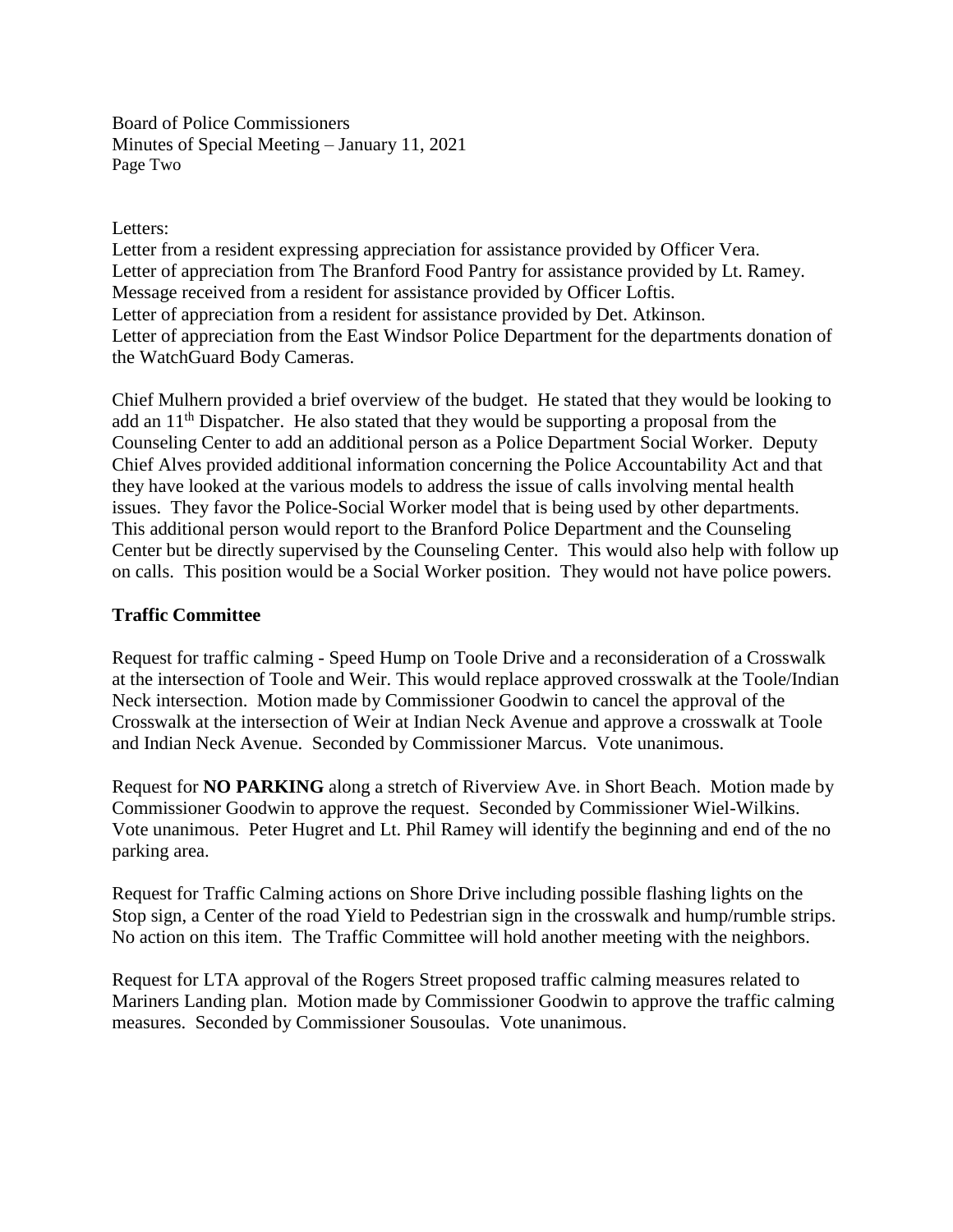Letters:
Letter from a resident expressing appreciation for assistance provided by Officer Vera.
Letter of appreciation from The Branford Food Pantry for assistance provided by Lt. Ramey.
Message received from a resident for assistance provided by Officer Loftis.
Letter of appreciation from a resident for assistance provided by Det. Atkinson.
Letter of appreciation from the East Windsor Police Department for the departments donation of the WatchGuard Body Cameras.

Chief Mulhern provided a brief overview of the budget. He stated that they would be looking to add an 11th Dispatcher. He also stated that they would be supporting a proposal from the Counseling Center to add an additional person as a Police Department Social Worker. Deputy Chief Alves provided additional information concerning the Police Accountability Act and that they have looked at the various models to address the issue of calls involving mental health issues. They favor the Police-Social Worker model that is being used by other departments. This additional person would report to the Branford Police Department and the Counseling Center but be directly supervised by the Counseling Center. This would also help with follow up on calls. This position would be a Social Worker position. They would not have police powers.

**Traffic Committee**

Request for traffic calming - Speed Hump on Toole Drive and a reconsideration of a Crosswalk at the intersection of Toole and Weir. This would replace approved crosswalk at the Toole/Indian Neck intersection. Motion made by Commissioner Goodwin to cancel the approval of the Crosswalk at the intersection of Weir at Indian Neck Avenue and approve a crosswalk at Toole and Indian Neck Avenue. Seconded by Commissioner Marcus. Vote unanimous.

Request for **NO PARKING** along a stretch of Riverview Ave. in Short Beach. Motion made by Commissioner Goodwin to approve the request. Seconded by Commissioner Wiel-Wilkins. Vote unanimous. Peter Hugret and Lt. Phil Ramey will identify the beginning and end of the no parking area.

Request for Traffic Calming actions on Shore Drive including possible flashing lights on the Stop sign, a Center of the road Yield to Pedestrian sign in the crosswalk and hump/rumble strips. No action on this item. The Traffic Committee will hold another meeting with the neighbors.

Request for LTA approval of the Rogers Street proposed traffic calming measures related to Mariners Landing plan. Motion made by Commissioner Goodwin to approve the traffic calming measures. Seconded by Commissioner Sousoulas. Vote unanimous.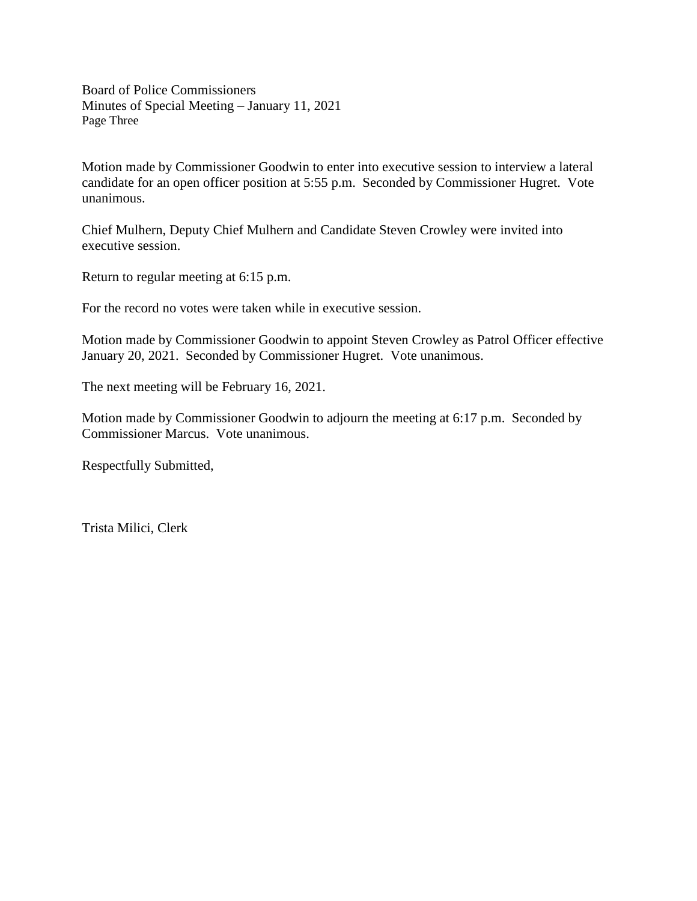Motion made by Commissioner Goodwin to enter into executive session to interview a lateral candidate for an open officer position at 5:55 p.m. Seconded by Commissioner Hugret. Vote unanimous.

Chief Mulhern, Deputy Chief Mulhern and Candidate Steven Crowley were invited into executive session.

Return to regular meeting at 6:15 p.m.

For the record no votes were taken while in executive session.

Motion made by Commissioner Goodwin to appoint Steven Crowley as Patrol Officer effective January 20, 2021. Seconded by Commissioner Hugret. Vote unanimous.

The next meeting will be February 16, 2021.

Motion made by Commissioner Goodwin to adjourn the meeting at 6:17 p.m. Seconded by Commissioner Marcus. Vote unanimous.

Respectfully Submitted,

Trista Milici, Clerk